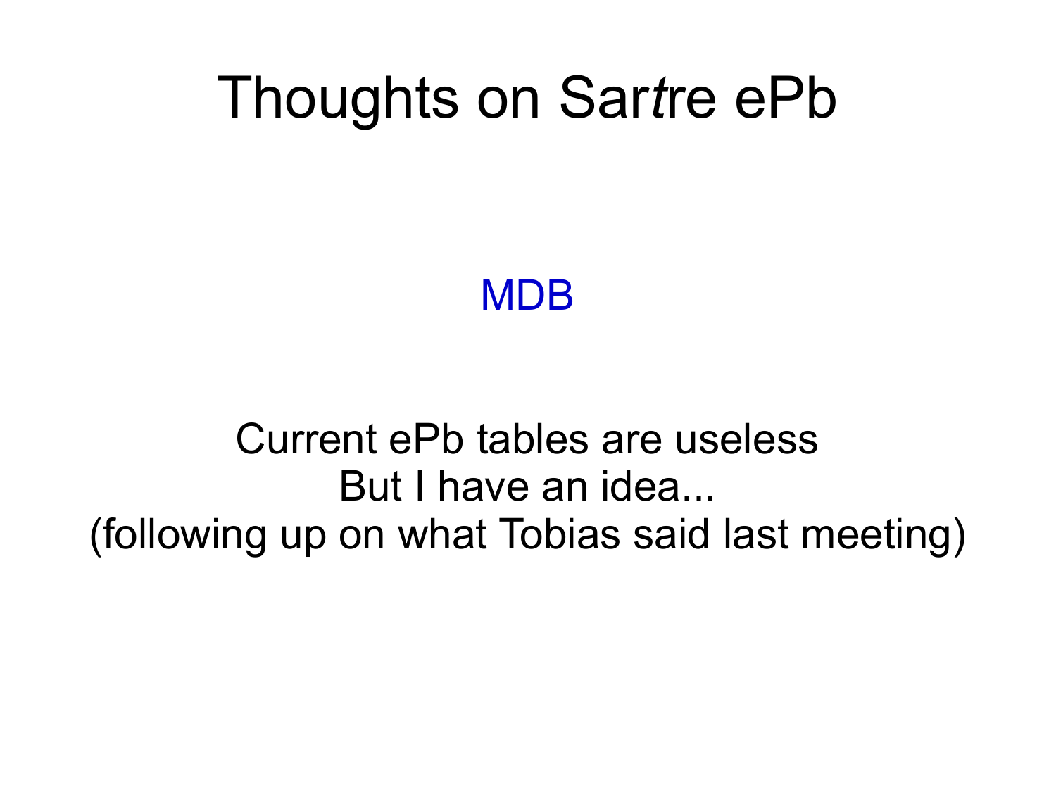# Thoughts on Sar*t*re ePb

MDB

Current ePb tables are useless
But I have an idea...
(following up on what Tobias said last meeting)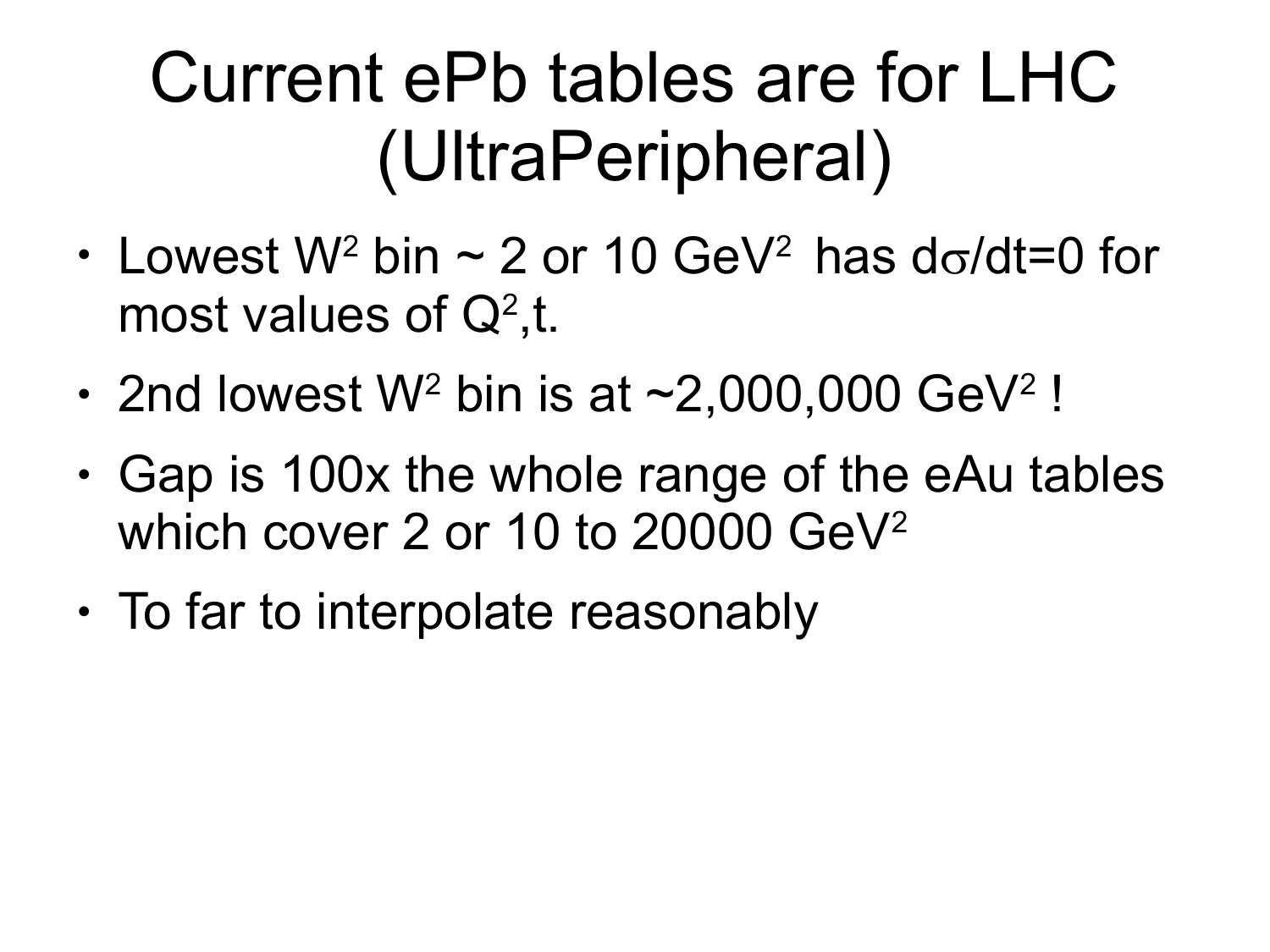# Current ePb tables are for LHC (UltraPeripheral)

- Lowest $W^2$ bin ~ 2 or 10 $GeV^2$ has $d\sigma/dt=0$ for most values of $Q^2$,t.
- 2nd lowest $W^2$ bin is at ~2,000,000 $GeV^2$ !
- Gap is 100x the whole range of the eAu tables which cover 2 or 10 to 20000 $GeV^2$
- To far to interpolate reasonably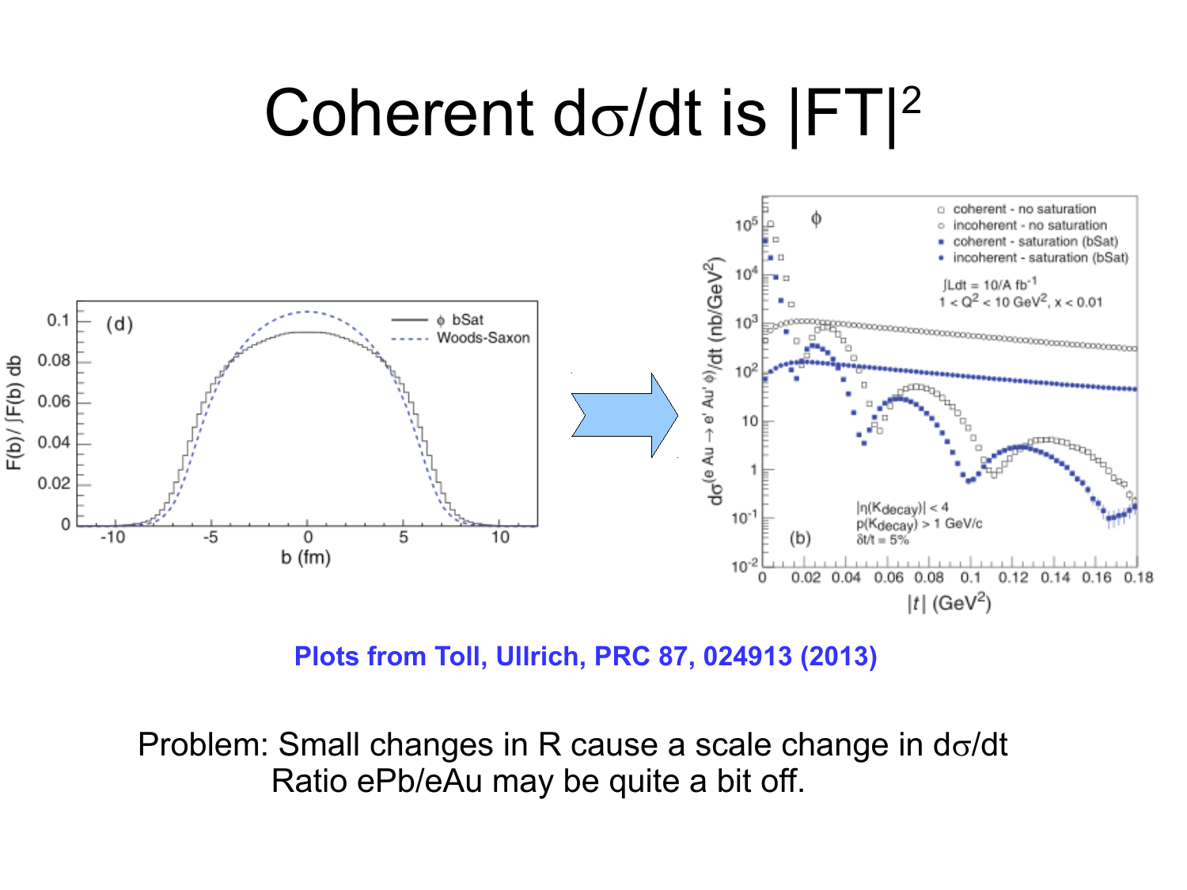# Coherent $d\sigma/dt$ is $|FT|^2$

**Plots from Toll, Ullrich, PRC 87, 024913 (2013)**

Problem: Small changes in R cause a scale change in $d\sigma/dt$
Ratio ePb/eAu may be quite a bit off.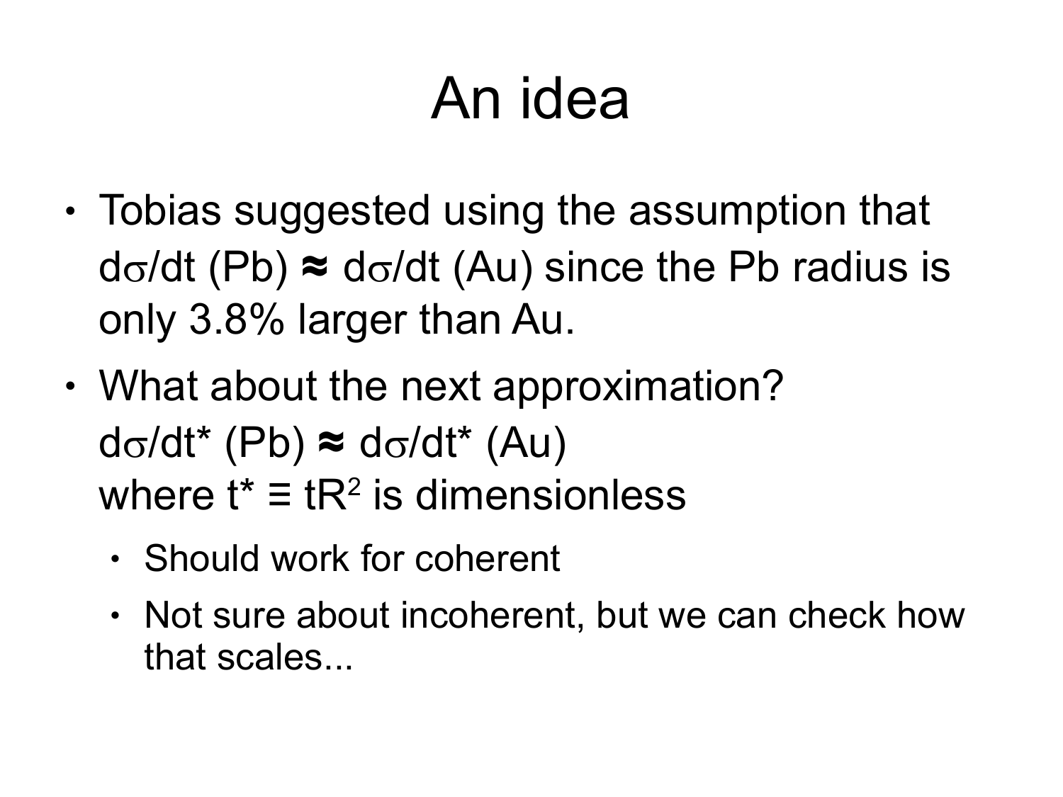# An idea

- Tobias suggested using the assumption that $d\sigma/dt$ (Pb) $\approx$ $d\sigma/dt$ (Au) since the Pb radius is only 3.8% larger than Au.
- What about the next approximation?
  $d\sigma/dt^*$ (Pb) $\approx$ $d\sigma/dt^*$ (Au)
  where $t^* \equiv tR^2$ is dimensionless
  - Should work for coherent
  - Not sure about incoherent, but we can check how that scales...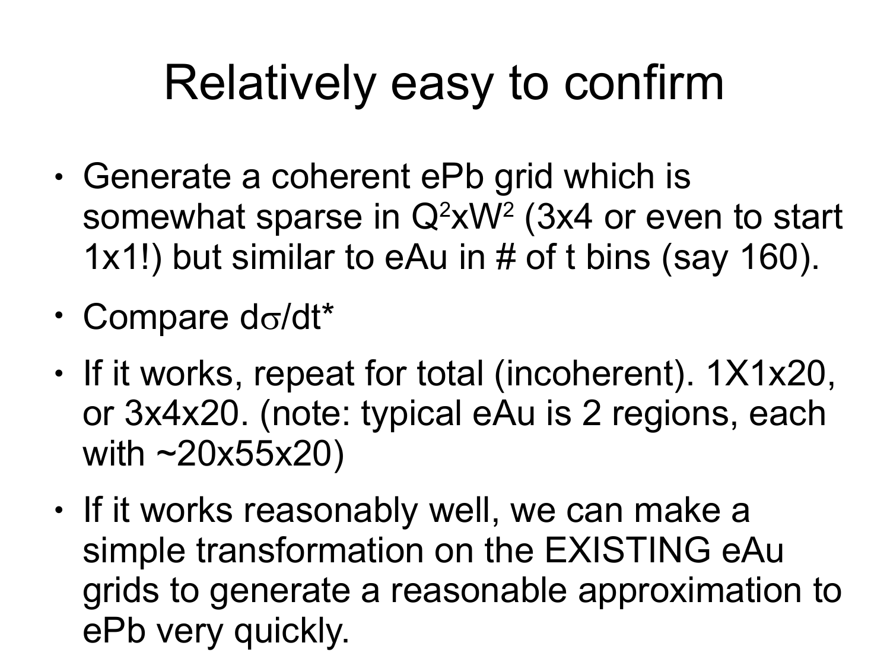# Relatively easy to confirm

- Generate a coherent ePb grid which is somewhat sparse in $Q^2$x$W^2$ (3x4 or even to start 1x1!) but similar to eAu in # of t bins (say 160).
- Compare $d\sigma/dt$*
- If it works, repeat for total (incoherent). 1X1x20, or 3x4x20. (note: typical eAu is 2 regions, each with ~20x55x20)
- If it works reasonably well, we can make a simple transformation on the EXISTING eAu grids to generate a reasonable approximation to ePb very quickly.